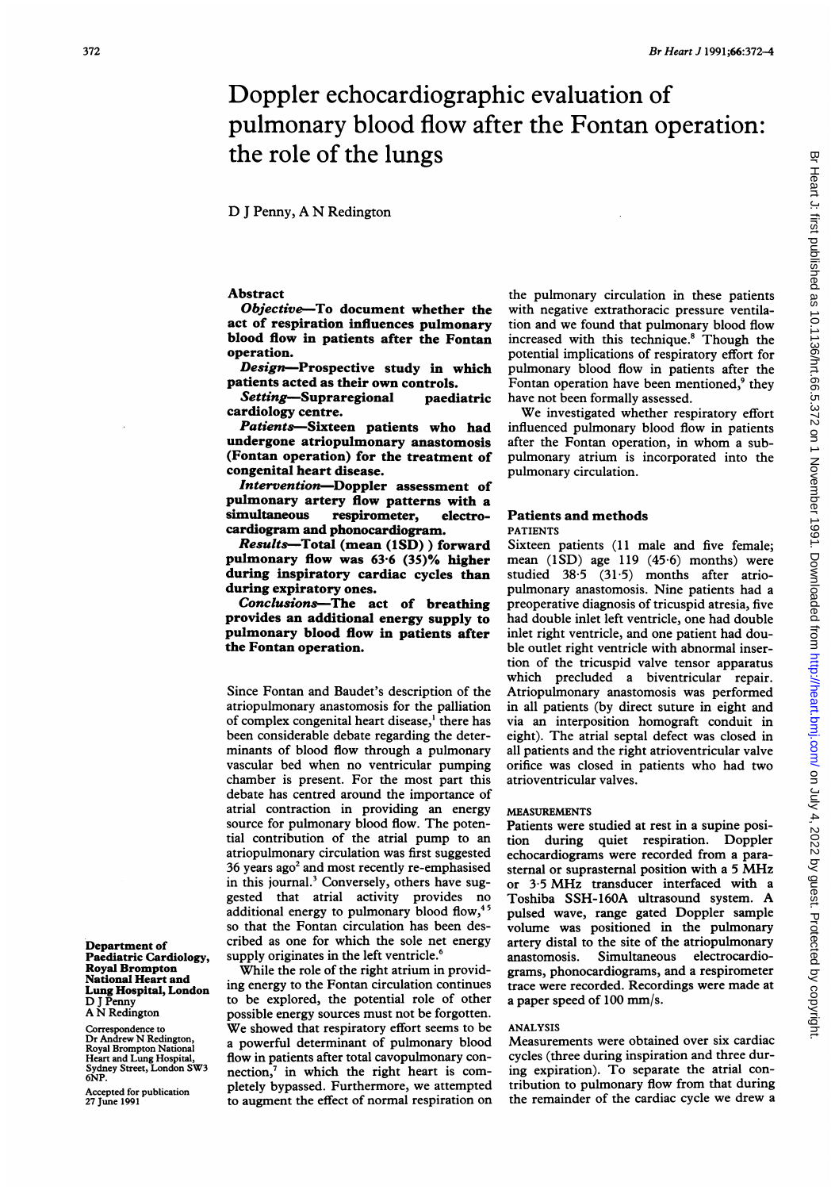# Doppler echocardiographic evaluation of pulmonary blood flow after the Fontan operation: the role of the lungs

D J Penny, A N Redington

## Abstract

***Objective***—To document whether the act of respiration influences pulmonary blood flow in patients after the Fontan operation.

***Design***—Prospective study in which patients acted as their own controls.

***Setting***—Supraregional paediatric cardiology centre.

***Patients***—Sixteen patients who had undergone atriopulmonary anastomosis (Fontan operation) for the treatment of congenital heart disease.

***Intervention***—Doppler assessment of pulmonary artery flow patterns with a simultaneous respirometer, electrocardiogram and phonocardiogram.

***Results***—Total (mean (1SD) ) forward pulmonary flow was 63·6 (35)% higher during inspiratory cardiac cycles than during expiratory ones.

***Conclusions***—The act of breathing provides an additional energy supply to pulmonary blood flow in patients after the Fontan operation.

Since Fontan and Baudet's description of the atriopulmonary anastomosis for the palliation of complex congenital heart disease,[1] there has been considerable debate regarding the determinants of blood flow through a pulmonary vascular bed when no ventricular pumping chamber is present. For the most part this debate has centred around the importance of atrial contraction in providing an energy source for pulmonary blood flow. The potential contribution of the atrial pump to an atriopulmonary circulation was first suggested 36 years ago[2] and most recently re-emphasised in this journal.[3] Conversely, others have suggested that atrial activity provides no additional energy to pulmonary blood flow,[4,5] so that the Fontan circulation has been described as one for which the sole net energy supply originates in the left ventricle.[6]

While the role of the right atrium in providing energy to the Fontan circulation continues to be explored, the potential role of other possible energy sources must not be forgotten. We showed that respiratory effort seems to be a powerful determinant of pulmonary blood flow in patients after total cavopulmonary connection,[7] in which the right heart is completely bypassed. Furthermore, we attempted to augment the effect of normal respiration on the pulmonary circulation in these patients with negative extrathoracic pressure ventilation and we found that pulmonary blood flow increased with this technique.[8] Though the potential implications of respiratory effort for pulmonary blood flow in patients after the Fontan operation have been mentioned,[9] they have not been formally assessed.

We investigated whether respiratory effort influenced pulmonary blood flow in patients after the Fontan operation, in whom a subpulmonary atrium is incorporated into the pulmonary circulation.

## Patients and methods

### PATIENTS

Sixteen patients (11 male and five female; mean (1SD) age 119 (45·6) months) were studied 38·5 (31·5) months after atriopulmonary anastomosis. Nine patients had a preoperative diagnosis of tricuspid atresia, five had double inlet left ventricle, one had double inlet right ventricle, and one patient had double outlet right ventricle with abnormal insertion of the tricuspid valve tensor apparatus which precluded a biventricular repair. Atriopulmonary anastomosis was performed in all patients (by direct suture in eight and via an interposition homograft conduit in eight). The atrial septal defect was closed in all patients and the right atrioventricular valve orifice was closed in patients who had two atrioventricular valves.

### MEASUREMENTS

Patients were studied at rest in a supine position during quiet respiration. Doppler echocardiograms were recorded from a parasternal or suprasternal position with a 5 MHz or 3·5 MHz transducer interfaced with a Toshiba SSH-160A ultrasound system. A pulsed wave, range gated Doppler sample volume was positioned in the pulmonary artery distal to the site of the atriopulmonary anastomosis. Simultaneous electrocardiograms, phonocardiograms, and a respirometer trace were recorded. Recordings were made at a paper speed of 100 mm/s.

### ANALYSIS

Measurements were obtained over six cardiac cycles (three during inspiration and three during expiration). To separate the atrial contribution to pulmonary flow from that during the remainder of the cardiac cycle we drew a

Department of Paediatric Cardiology, Royal Brompton National Heart and Lung Hospital, London
D J Penny
A N Redington

Correspondence to Dr Andrew N Redington, Royal Brompton National Heart and Lung Hospital, Sydney Street, London SW3 6NP.

Accepted for publication 27 June 1991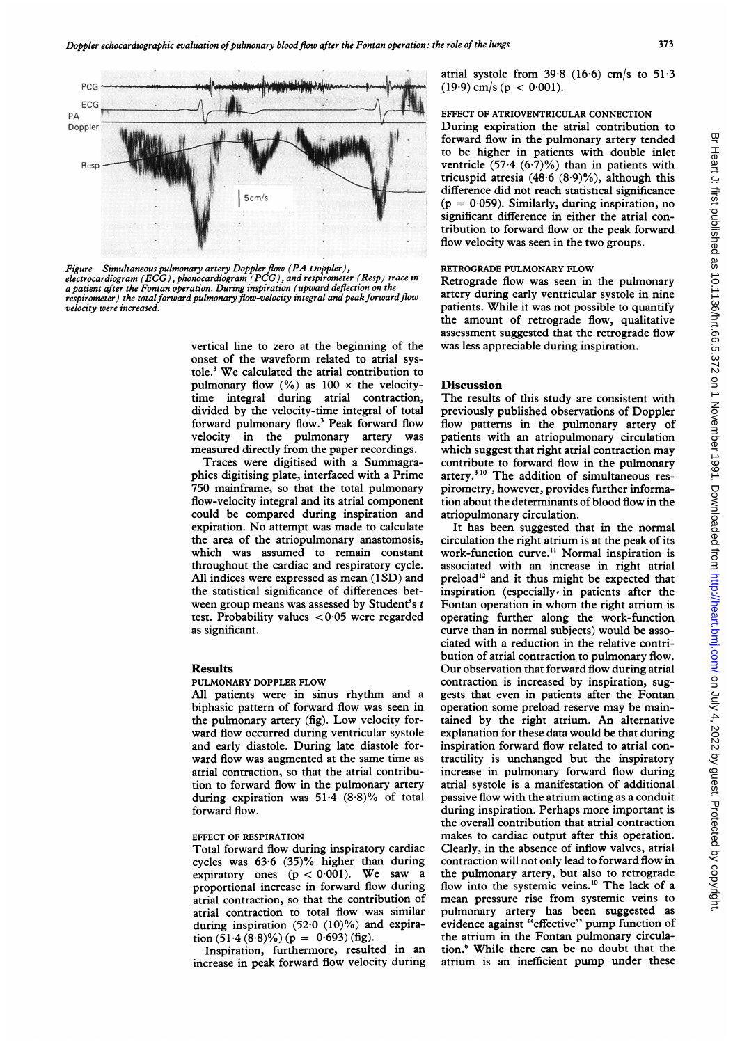*Figure Simultaneous pulmonary artery Doppler flow (PA Doppler), electrocardiogram (ECG), phonocardiogram (PCG), and respirometer (Resp) trace in a patient after the Fontan operation. During inspiration (upward deflection on the respirometer) the total forward pulmonary flow-velocity integral and peak forward flow velocity were increased.*

vertical line to zero at the beginning of the onset of the waveform related to atrial systole.[3] We calculated the atrial contribution to pulmonary flow (%) as 100 × the velocity-time integral during atrial contraction, divided by the velocity-time integral of total forward pulmonary flow.[3] Peak forward flow velocity in the pulmonary artery was measured directly from the paper recordings.

Traces were digitised with a Summagraphics digitising plate, interfaced with a Prime 750 mainframe, so that the total pulmonary flow-velocity integral and its atrial component could be compared during inspiration and expiration. No attempt was made to calculate the area of the atriopulmonary anastomosis, which was assumed to remain constant throughout the cardiac and respiratory cycle. All indices were expressed as mean (1SD) and the statistical significance of differences between group means was assessed by Student's $t$ test. Probability values $<0.05$ were regarded as significant.

## Results

### PULMONARY DOPPLER FLOW

All patients were in sinus rhythm and a biphasic pattern of forward flow was seen in the pulmonary artery (fig). Low velocity forward flow occurred during ventricular systole and early diastole. During late diastole forward flow was augmented at the same time as atrial contraction, so that the atrial contribution to forward flow in the pulmonary artery during expiration was 51·4 (8·8)% of total forward flow.

### EFFECT OF RESPIRATION

Total forward flow during inspiratory cardiac cycles was 63·6 (35)% higher than during expiratory ones ($p < 0.001$). We saw a proportional increase in forward flow during atrial contraction, so that the contribution of atrial contraction to total flow was similar during inspiration (52·0 (10)%) and expiration (51·4 (8·8)%) ($p = 0.693$) (fig).

Inspiration, furthermore, resulted in an increase in peak forward flow velocity during atrial systole from 39·8 (16·6) cm/s to 51·3 (19·9) cm/s ($p < 0.001$).

### EFFECT OF ATRIOVENTRICULAR CONNECTION

During expiration the atrial contribution to forward flow in the pulmonary artery tended to be higher in patients with double inlet ventricle (57·4 (6·7)%) than in patients with tricuspid atresia (48·6 (8·9)%), although this difference did not reach statistical significance ($p = 0.059$). Similarly, during inspiration, no significant difference in either the atrial contribution to forward flow or the peak forward flow velocity was seen in the two groups.

### RETROGRADE PULMONARY FLOW

Retrograde flow was seen in the pulmonary artery during early ventricular systole in nine patients. While it was not possible to quantify the amount of retrograde flow, qualitative assessment suggested that the retrograde flow was less appreciable during inspiration.

## Discussion

The results of this study are consistent with previously published observations of Doppler flow patterns in the pulmonary artery of patients with an atriopulmonary circulation which suggest that right atrial contraction may contribute to forward flow in the pulmonary artery.[3,10] The addition of simultaneous respirometry, however, provides further information about the determinants of blood flow in the atriopulmonary circulation.

It has been suggested that in the normal circulation the right atrium is at the peak of its work-function curve.[11] Normal inspiration is associated with an increase in right atrial preload[12] and it thus might be expected that inspiration (especially in patients after the Fontan operation in whom the right atrium is operating further along the work-function curve than in normal subjects) would be associated with a reduction in the relative contribution of atrial contraction to pulmonary flow. Our observation that forward flow during atrial contraction is increased by inspiration, suggests that even in patients after the Fontan operation some preload reserve may be maintained by the right atrium. An alternative explanation for these data would be that during inspiration forward flow related to atrial contractility is unchanged but the inspiratory increase in pulmonary forward flow during atrial systole is a manifestation of additional passive flow with the atrium acting as a conduit during inspiration. Perhaps more important is the overall contribution that atrial contraction makes to cardiac output after this operation. Clearly, in the absence of inflow valves, atrial contraction will not only lead to forward flow in the pulmonary artery, but also to retrograde flow into the systemic veins.[10] The lack of a mean pressure rise from systemic veins to pulmonary artery has been suggested as evidence against "effective" pump function of the atrium in the Fontan pulmonary circulation.[6] While there can be no doubt that the atrium is an inefficient pump under these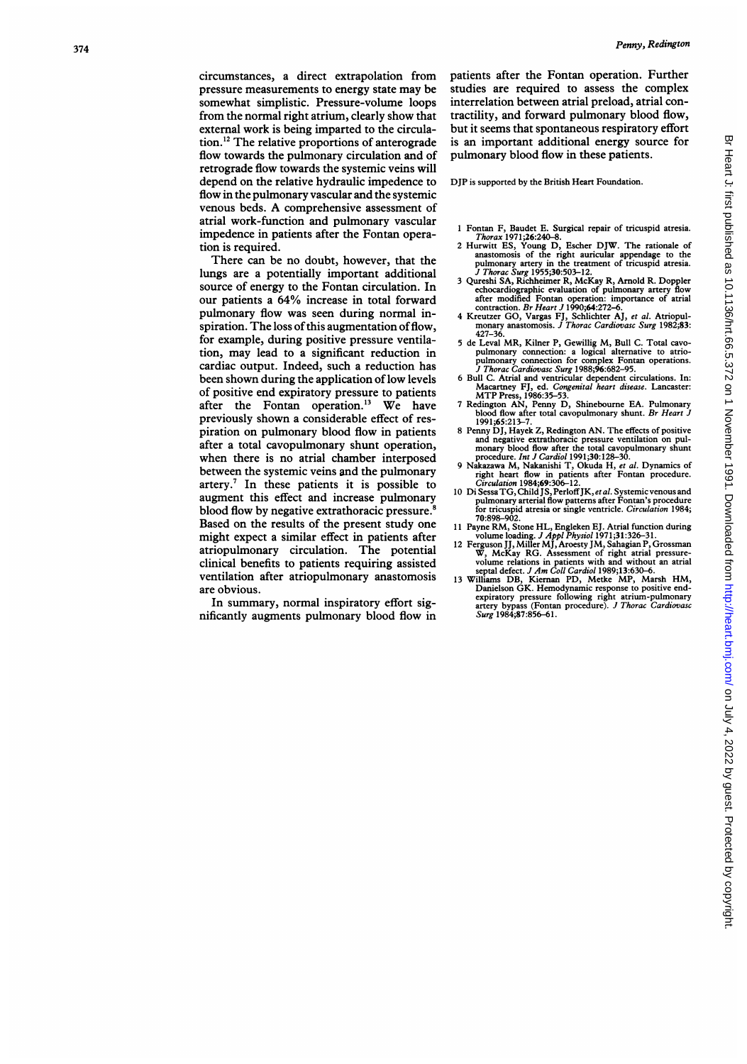circumstances, a direct extrapolation from pressure measurements to energy state may be somewhat simplistic. Pressure-volume loops from the normal right atrium, clearly show that external work is being imparted to the circulation.[12] The relative proportions of anterograde flow towards the pulmonary circulation and of retrograde flow towards the systemic veins will depend on the relative hydraulic impedence to flow in the pulmonary vascular and the systemic venous beds. A comprehensive assessment of atrial work-function and pulmonary vascular impedence in patients after the Fontan operation is required.

There can be no doubt, however, that the lungs are a potentially important additional source of energy to the Fontan circulation. In our patients a 64% increase in total forward pulmonary flow was seen during normal inspiration. The loss of this augmentation of flow, for example, during positive pressure ventilation, may lead to a significant reduction in cardiac output. Indeed, such a reduction has been shown during the application of low levels of positive end expiratory pressure to patients after the Fontan operation.[13] We have previously shown a considerable effect of respiration on pulmonary blood flow in patients after a total cavopulmonary shunt operation, when there is no atrial chamber interposed between the systemic veins and the pulmonary artery.[7] In these patients it is possible to augment this effect and increase pulmonary blood flow by negative extrathoracic pressure.[8] Based on the results of the present study one might expect a similar effect in patients after atriopulmonary circulation. The potential clinical benefits to patients requiring assisted ventilation after atriopulmonary anastomosis are obvious.

In summary, normal inspiratory effort significantly augments pulmonary blood flow in patients after the Fontan operation. Further studies are required to assess the complex interrelation between atrial preload, atrial contractility, and forward pulmonary blood flow, but it seems that spontaneous respiratory effort is an important additional energy source for pulmonary blood flow in these patients.

DJP is supported by the British Heart Foundation.

1. Fontan F, Baudet E. Surgical repair of tricuspid atresia. *Thorax* 1971;**26**:240–8.
2. Hurwitt ES, Young D, Escher DJW. The rationale of anastomosis of the right auricular appendage to the pulmonary artery in the treatment of tricuspid atresia. *J Thorac Surg* 1955;**30**:503–12.
3. Qureshi SA, Richheimer R, McKay R, Arnold R. Doppler echocardiographic evaluation of pulmonary artery flow after modified Fontan operation: importance of atrial contraction. *Br Heart J* 1990;**64**:272–6.
4. Kreutzer GO, Vargas FJ, Schlichter AJ, *et al*. Atriopulmonary anastomosis. *J Thorac Cardiovasc Surg* 1982;**83**:427–36.
5. de Leval MR, Kilner P, Gewillig M, Bull C. Total cavopulmonary connection: a logical alternative to atriopulmonary connection for complex Fontan operations. *J Thorac Cardiovasc Surg* 1988;**96**:682–95.
6. Bull C. Atrial and ventricular dependent circulations. In: Macartney FJ, ed. *Congenital heart disease*. Lancaster: MTP Press, 1986:35–53.
7. Redington AN, Penny D, Shinebourne EA. Pulmonary blood flow after total cavopulmonary shunt. *Br Heart J* 1991;**65**:213–7.
8. Penny DJ, Hayek Z, Redington AN. The effects of positive and negative extrathoracic pressure ventilation on pulmonary blood flow after the total cavopulmonary shunt procedure. *Int J Cardiol* 1991;**30**:128–30.
9. Nakazawa M, Nakanishi T, Okuda H, *et al*. Dynamics of right heart flow in patients after Fontan procedure. *Circulation* 1984;**69**:306–12.
10. Di Sessa TG, Child JS, Perloff JK, *et al*. Systemic venous and pulmonary arterial flow patterns after Fontan's procedure for tricuspid atresia or single ventricle. *Circulation* 1984; **70**:898–902.
11. Payne RM, Stone HL, Engleken EJ. Atrial function during volume loading. *J Appl Physiol* 1971;**31**:326–31.
12. Ferguson JJ, Miller MJ, Aroesty JM, Sahagian P, Grossman W, McKay RG. Assessment of right atrial pressure-volume relations in patients with and without an atrial septal defect. *J Am Coll Cardiol* 1989;**13**:630–6.
13. Williams DB, Kiernan PD, Metke MP, Marsh HM, Danielson GK. Hemodynamic response to positive end-expiratory pressure following right atrium-pulmonary artery bypass (Fontan procedure). *J Thorac Cardiovasc Surg* 1984;**87**:856–61.